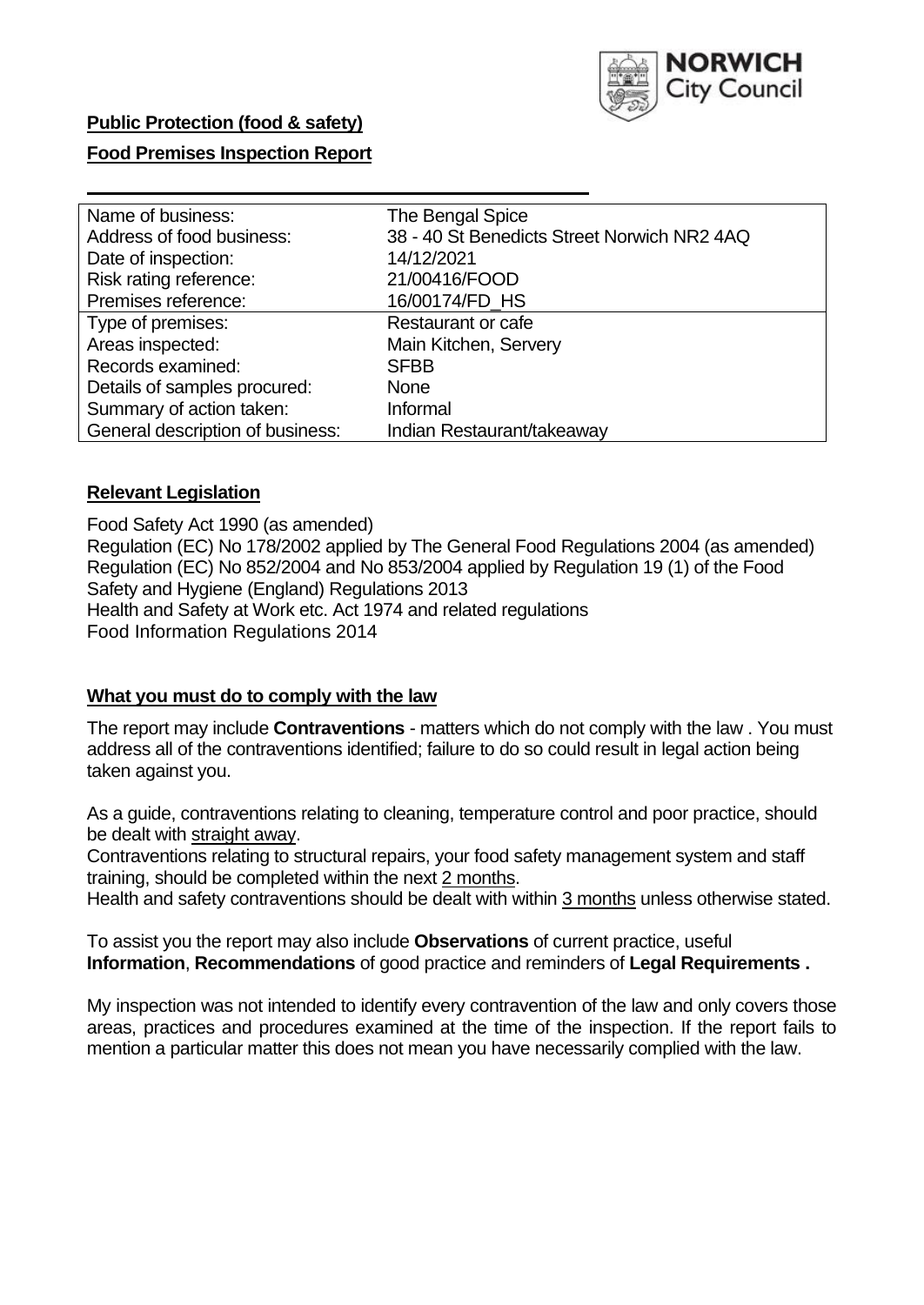**Public Protection (food & safety)**

**Food Premises Inspection Report**

| | |
|---|---|
| Name of business: | The Bengal Spice |
| Address of food business: | 38 - 40 St Benedicts Street Norwich NR2 4AQ |
| Date of inspection: | 14/12/2021 |
| Risk rating reference: | 21/00416/FOOD |
| Premises reference: | 16/00174/FD_HS |
| Type of premises: | Restaurant or cafe |
| Areas inspected: | Main Kitchen, Servery |
| Records examined: | SFBB |
| Details of samples procured: | None |
| Summary of action taken: | Informal |
| General description of business: | Indian Restaurant/takeaway |

**Relevant Legislation**

Food Safety Act 1990 (as amended)
Regulation (EC) No 178/2002 applied by The General Food Regulations 2004 (as amended)
Regulation (EC) No 852/2004 and No 853/2004 applied by Regulation 19 (1) of the Food Safety and Hygiene (England) Regulations 2013
Health and Safety at Work etc. Act 1974 and related regulations
Food Information Regulations 2014

**What you must do to comply with the law**

The report may include **Contraventions** - matters which do not comply with the law . You must address all of the contraventions identified; failure to do so could result in legal action being taken against you.

As a guide, contraventions relating to cleaning, temperature control and poor practice, should be dealt with straight away.
Contraventions relating to structural repairs, your food safety management system and staff training, should be completed within the next 2 months.
Health and safety contraventions should be dealt with within 3 months unless otherwise stated.

To assist you the report may also include **Observations** of current practice, useful **Information**, **Recommendations** of good practice and reminders of **Legal Requirements .**

My inspection was not intended to identify every contravention of the law and only covers those areas, practices and procedures examined at the time of the inspection. If the report fails to mention a particular matter this does not mean you have necessarily complied with the law.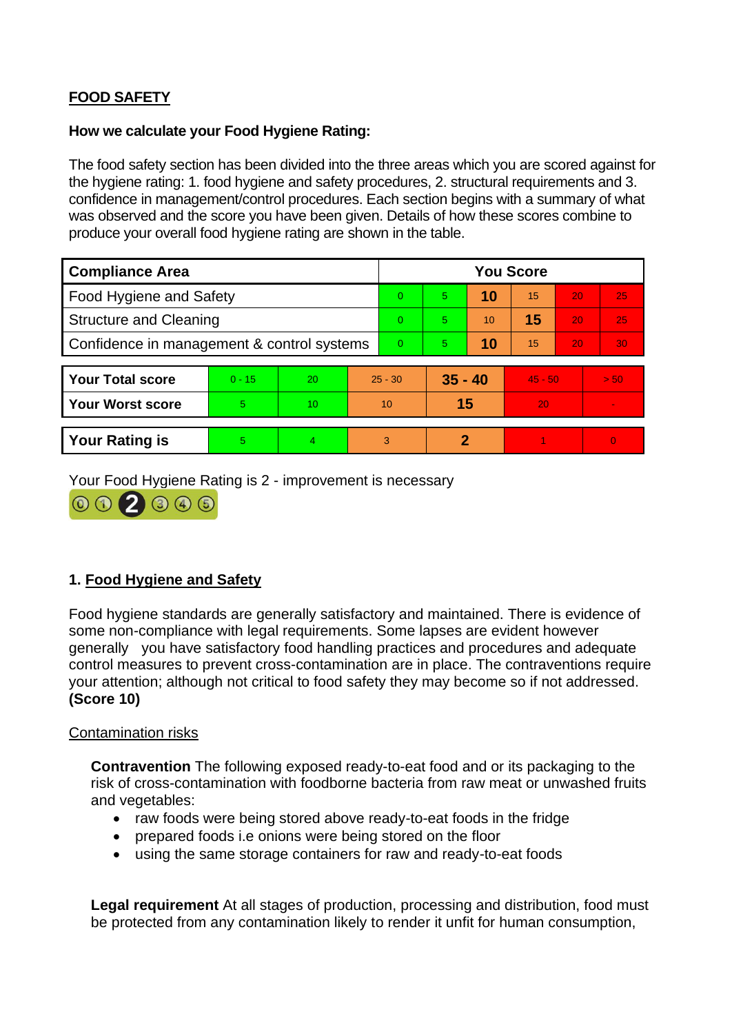## FOOD SAFETY

**How we calculate your Food Hygiene Rating:**

The food safety section has been divided into the three areas which you are scored against for the hygiene rating: 1. food hygiene and safety procedures, 2. structural requirements and 3. confidence in management/control procedures. Each section begins with a summary of what was observed and the score you have been given. Details of how these scores combine to produce your overall food hygiene rating are shown in the table.

| Compliance Area | You Score | | | | | |
|---|---|---|---|---|---|---|
| Food Hygiene and Safety | 0 | 5 | **10** | 15 | 20 | 25 |
| Structure and Cleaning | 0 | 5 | 10 | **15** | 20 | 25 |
| Confidence in management & control systems | 0 | 5 | **10** | 15 | 20 | 30 |

| | | | | | | |
|---|---|---|---|---|---|---|
| **Your Total score** | 0 - 15 | 20 | 25 - 30 | **35 - 40** | 45 - 50 | > 50 |
| **Your Worst score** | 5 | 10 | 10 | **15** | 20 | - |
| **Your Rating is** | 5 | 4 | 3 | **2** | 1 | 0 |

Your Food Hygiene Rating is 2 - improvement is necessary

### 1. Food Hygiene and Safety

Food hygiene standards are generally satisfactory and maintained. There is evidence of some non-compliance with legal requirements. Some lapses are evident however generally you have satisfactory food handling practices and procedures and adequate control measures to prevent cross-contamination are in place. The contraventions require your attention; although not critical to food safety they may become so if not addressed. **(Score 10)**

Contamination risks

**Contravention** The following exposed ready-to-eat food and or its packaging to the risk of cross-contamination with foodborne bacteria from raw meat or unwashed fruits and vegetables:

- raw foods were being stored above ready-to-eat foods in the fridge
- prepared foods i.e onions were being stored on the floor
- using the same storage containers for raw and ready-to-eat foods

**Legal requirement** At all stages of production, processing and distribution, food must be protected from any contamination likely to render it unfit for human consumption,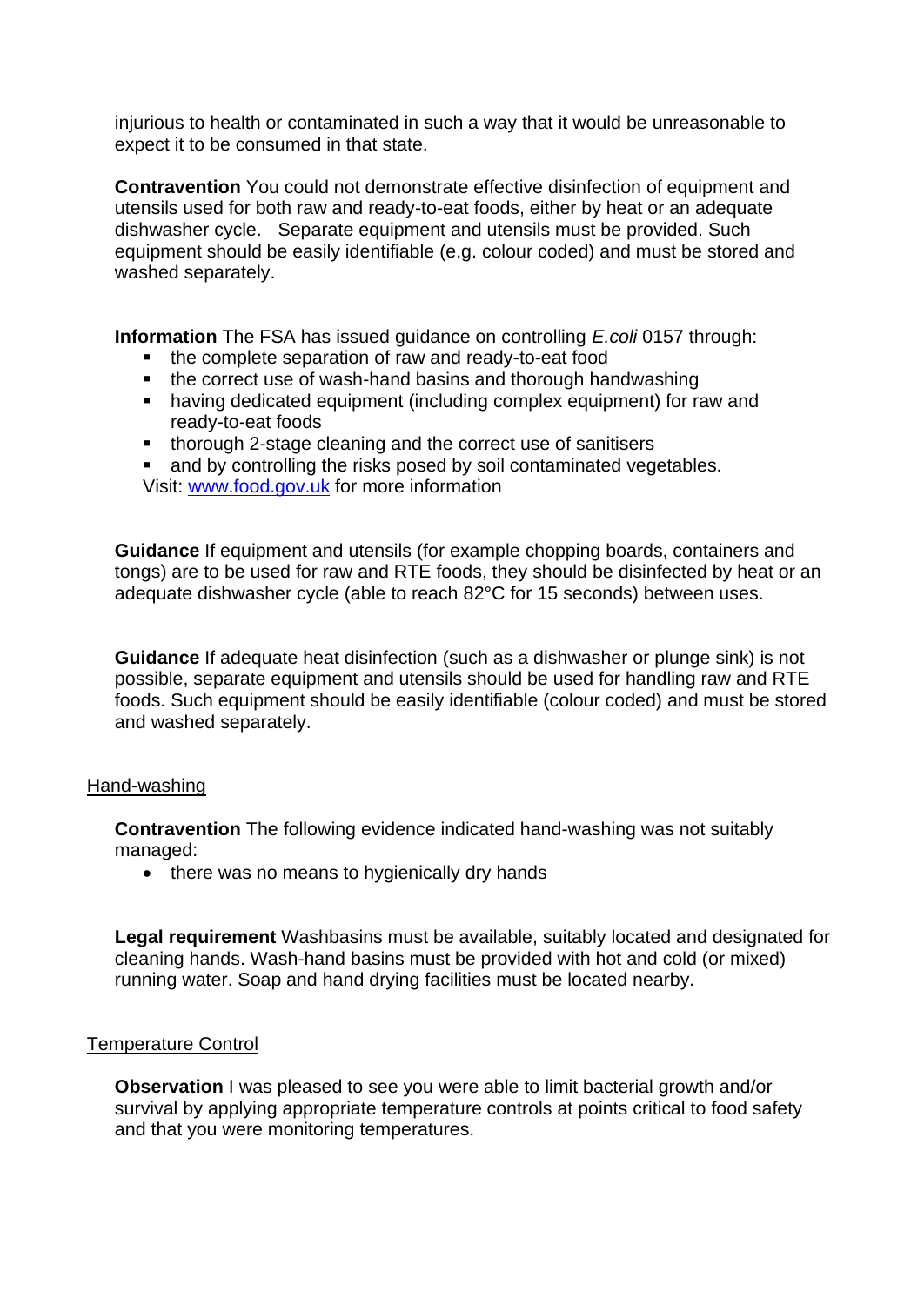injurious to health or contaminated in such a way that it would be unreasonable to expect it to be consumed in that state.

**Contravention** You could not demonstrate effective disinfection of equipment and utensils used for both raw and ready-to-eat foods, either by heat or an adequate dishwasher cycle. Separate equipment and utensils must be provided. Such equipment should be easily identifiable (e.g. colour coded) and must be stored and washed separately.

**Information** The FSA has issued guidance on controlling *E.coli* 0157 through:

- the complete separation of raw and ready-to-eat food
- the correct use of wash-hand basins and thorough handwashing
- having dedicated equipment (including complex equipment) for raw and ready-to-eat foods
- thorough 2-stage cleaning and the correct use of sanitisers
- and by controlling the risks posed by soil contaminated vegetables.

Visit: [www.food.gov.uk](http://www.food.gov.uk) for more information

**Guidance** If equipment and utensils (for example chopping boards, containers and tongs) are to be used for raw and RTE foods, they should be disinfected by heat or an adequate dishwasher cycle (able to reach 82°C for 15 seconds) between uses.

**Guidance** If adequate heat disinfection (such as a dishwasher or plunge sink) is not possible, separate equipment and utensils should be used for handling raw and RTE foods. Such equipment should be easily identifiable (colour coded) and must be stored and washed separately.

## Hand-washing

**Contravention** The following evidence indicated hand-washing was not suitably managed:

- there was no means to hygienically dry hands

**Legal requirement** Washbasins must be available, suitably located and designated for cleaning hands. Wash-hand basins must be provided with hot and cold (or mixed) running water. Soap and hand drying facilities must be located nearby.

## Temperature Control

**Observation** I was pleased to see you were able to limit bacterial growth and/or survival by applying appropriate temperature controls at points critical to food safety and that you were monitoring temperatures.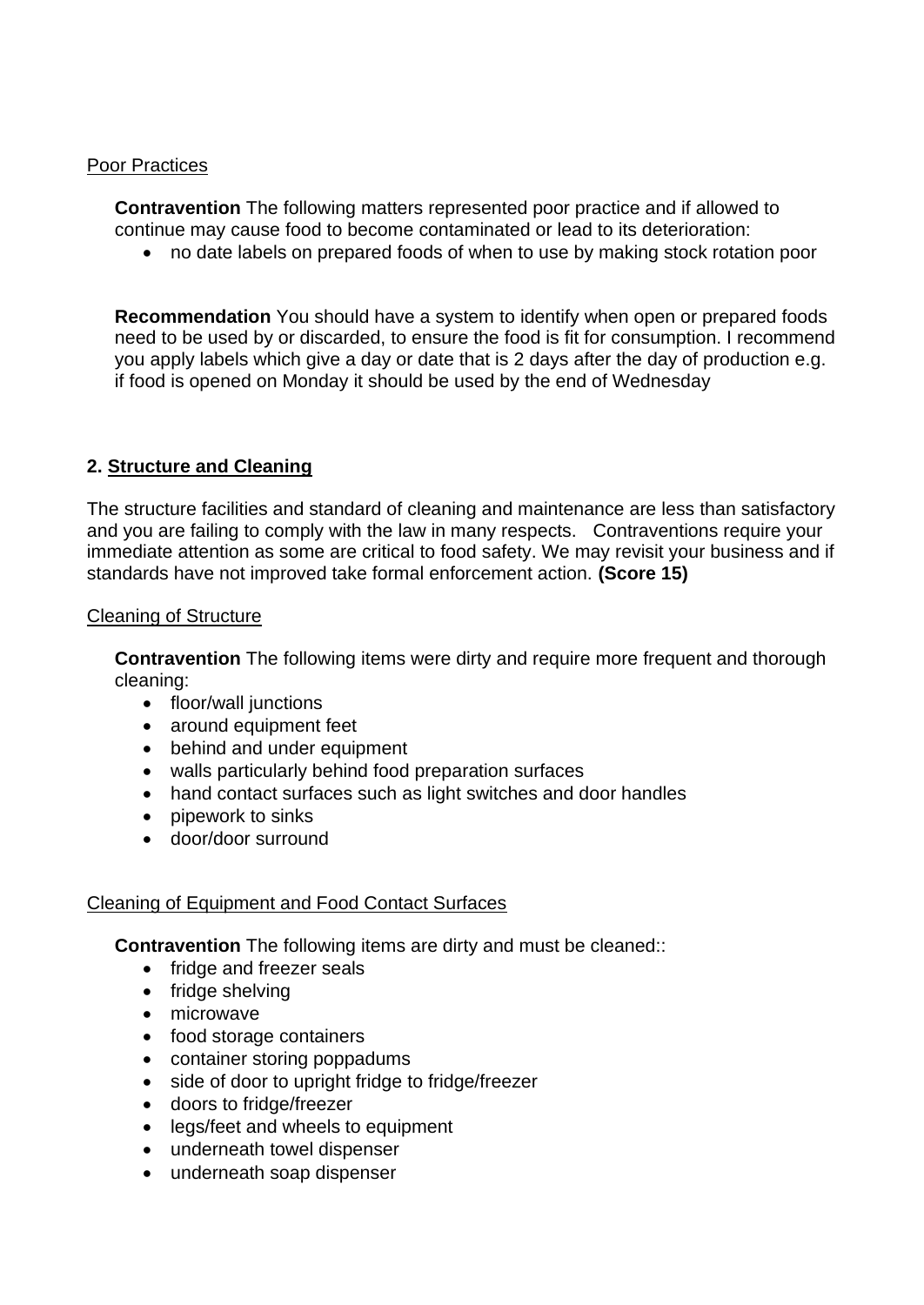Poor Practices

**Contravention** The following matters represented poor practice and if allowed to continue may cause food to become contaminated or lead to its deterioration:

- no date labels on prepared foods of when to use by making stock rotation poor

**Recommendation** You should have a system to identify when open or prepared foods need to be used by or discarded, to ensure the food is fit for consumption. I recommend you apply labels which give a day or date that is 2 days after the day of production e.g. if food is opened on Monday it should be used by the end of Wednesday

## 2. Structure and Cleaning

The structure facilities and standard of cleaning and maintenance are less than satisfactory and you are failing to comply with the law in many respects. Contraventions require your immediate attention as some are critical to food safety. We may revisit your business and if standards have not improved take formal enforcement action. **(Score 15)**

Cleaning of Structure

**Contravention** The following items were dirty and require more frequent and thorough cleaning:

- floor/wall junctions
- around equipment feet
- behind and under equipment
- walls particularly behind food preparation surfaces
- hand contact surfaces such as light switches and door handles
- pipework to sinks
- door/door surround

Cleaning of Equipment and Food Contact Surfaces

**Contravention** The following items are dirty and must be cleaned::

- fridge and freezer seals
- fridge shelving
- microwave
- food storage containers
- container storing poppadums
- side of door to upright fridge to fridge/freezer
- doors to fridge/freezer
- legs/feet and wheels to equipment
- underneath towel dispenser
- underneath soap dispenser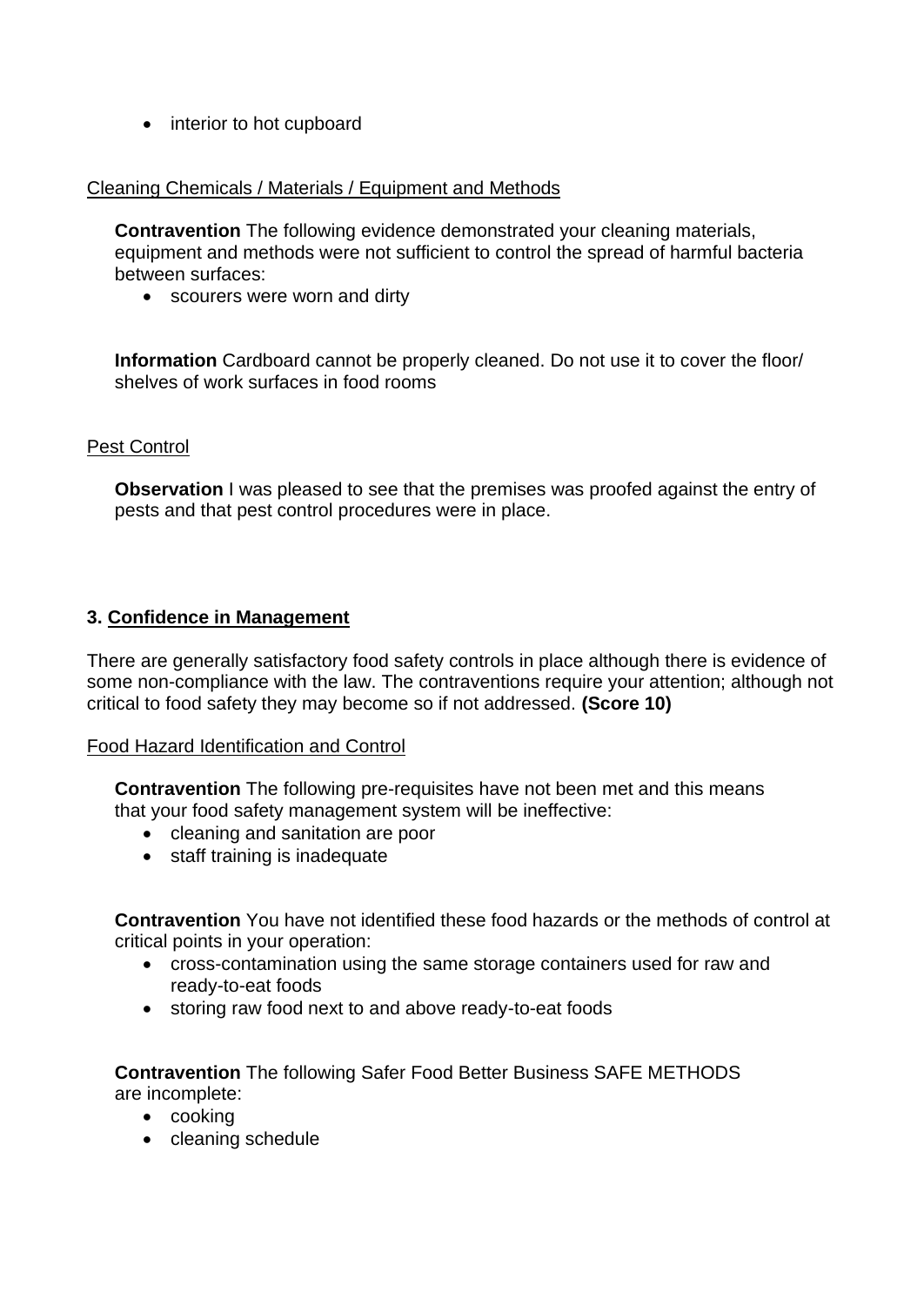- interior to hot cupboard

Cleaning Chemicals / Materials / Equipment and Methods

**Contravention** The following evidence demonstrated your cleaning materials, equipment and methods were not sufficient to control the spread of harmful bacteria between surfaces:

- scourers were worn and dirty

**Information** Cardboard cannot be properly cleaned. Do not use it to cover the floor/ shelves of work surfaces in food rooms

Pest Control

**Observation** I was pleased to see that the premises was proofed against the entry of pests and that pest control procedures were in place.

## 3. Confidence in Management

There are generally satisfactory food safety controls in place although there is evidence of some non-compliance with the law. The contraventions require your attention; although not critical to food safety they may become so if not addressed. **(Score 10)**

Food Hazard Identification and Control

**Contravention** The following pre-requisites have not been met and this means that your food safety management system will be ineffective:

- cleaning and sanitation are poor
- staff training is inadequate

**Contravention** You have not identified these food hazards or the methods of control at critical points in your operation:

- cross-contamination using the same storage containers used for raw and ready-to-eat foods
- storing raw food next to and above ready-to-eat foods

**Contravention** The following Safer Food Better Business SAFE METHODS are incomplete:

- cooking
- cleaning schedule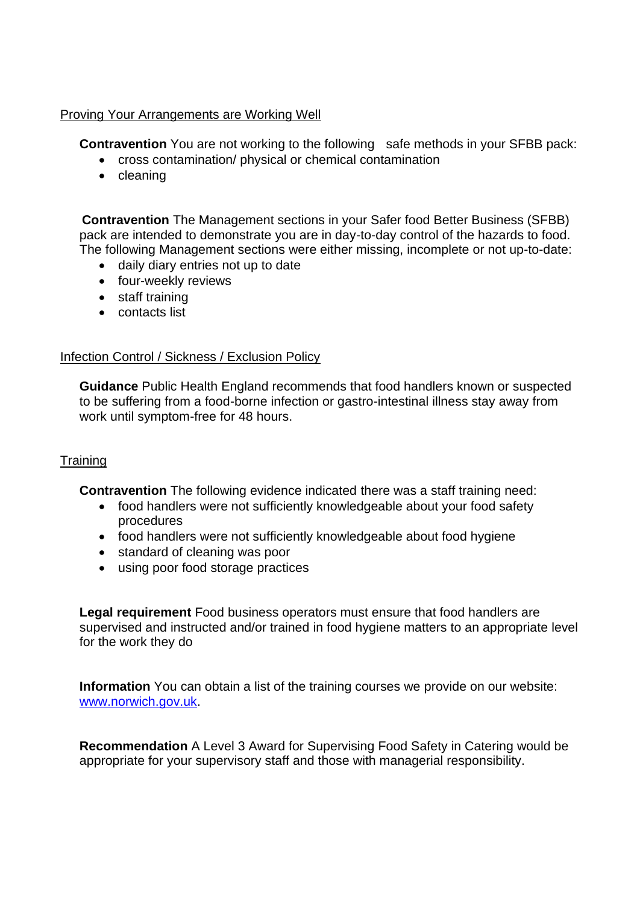## Proving Your Arrangements are Working Well

**Contravention** You are not working to the following safe methods in your SFBB pack:

- cross contamination/ physical or chemical contamination
- cleaning

**Contravention** The Management sections in your Safer food Better Business (SFBB) pack are intended to demonstrate you are in day-to-day control of the hazards to food. The following Management sections were either missing, incomplete or not up-to-date:

- daily diary entries not up to date
- four-weekly reviews
- staff training
- contacts list

## Infection Control / Sickness / Exclusion Policy

**Guidance** Public Health England recommends that food handlers known or suspected to be suffering from a food-borne infection or gastro-intestinal illness stay away from work until symptom-free for 48 hours.

## Training

**Contravention** The following evidence indicated there was a staff training need:

- food handlers were not sufficiently knowledgeable about your food safety procedures
- food handlers were not sufficiently knowledgeable about food hygiene
- standard of cleaning was poor
- using poor food storage practices

**Legal requirement** Food business operators must ensure that food handlers are supervised and instructed and/or trained in food hygiene matters to an appropriate level for the work they do

**Information** You can obtain a list of the training courses we provide on our website: [www.norwich.gov.uk](www.norwich.gov.uk).

**Recommendation** A Level 3 Award for Supervising Food Safety in Catering would be appropriate for your supervisory staff and those with managerial responsibility.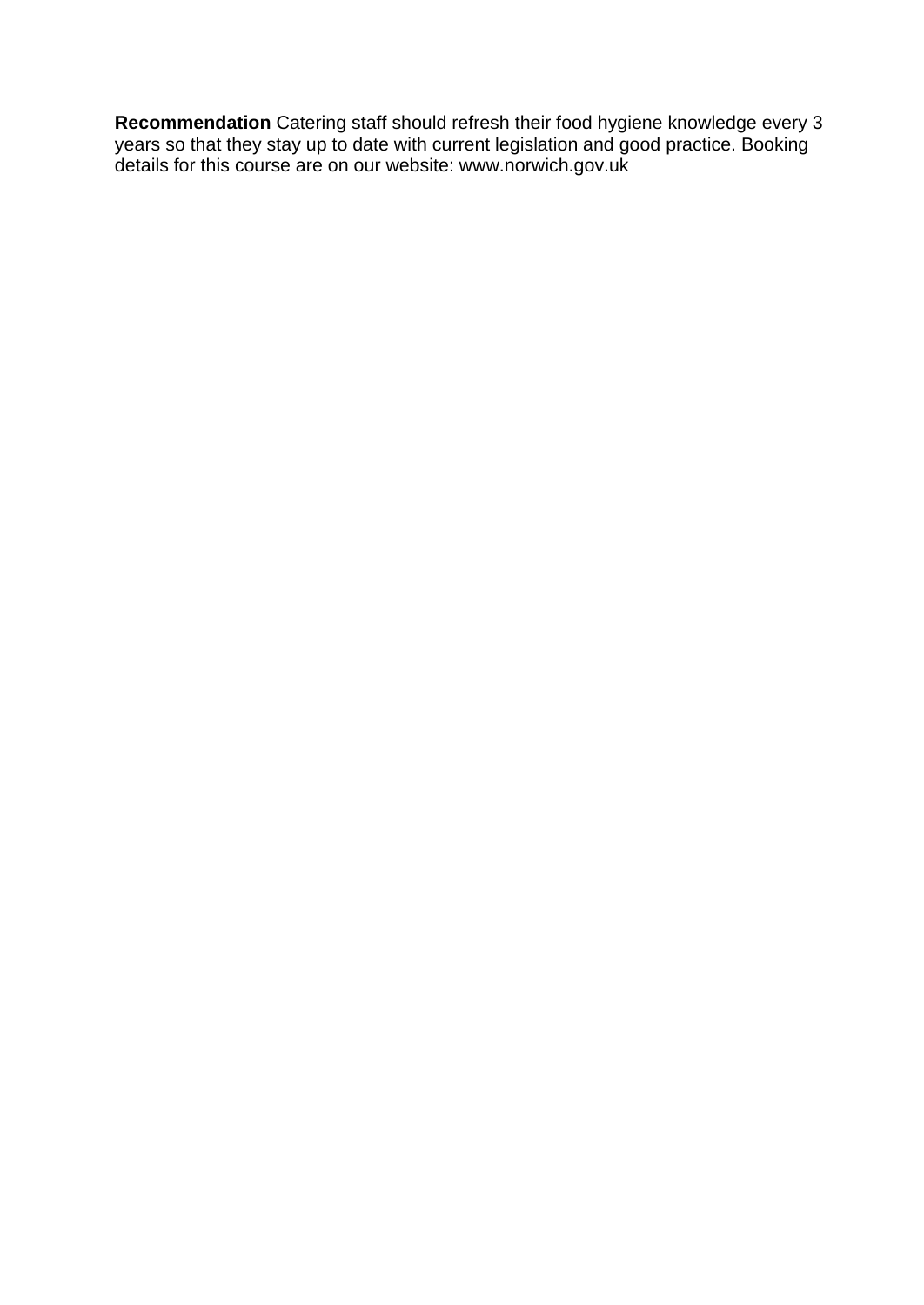**Recommendation** Catering staff should refresh their food hygiene knowledge every 3 years so that they stay up to date with current legislation and good practice. Booking details for this course are on our website: www.norwich.gov.uk